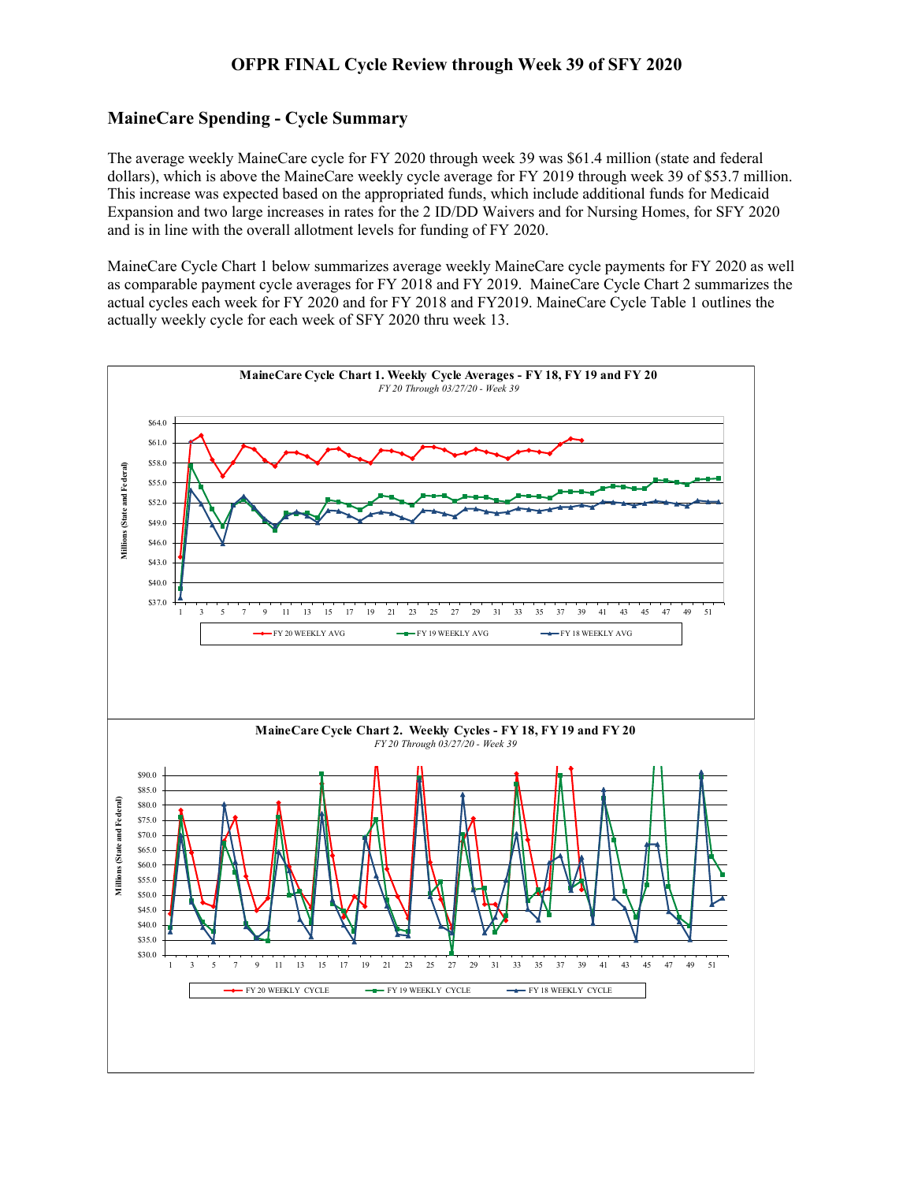# OFPR FINAL Cycle Review through Week 39 of SFY 2020

## MaineCare Spending - Cycle Summary

The average weekly MaineCare cycle for FY 2020 through week 39 was $61.4 million (state and federal dollars), which is above the MaineCare weekly cycle average for FY 2019 through week 39 of $53.7 million. This increase was expected based on the appropriated funds, which include additional funds for Medicaid Expansion and two large increases in rates for the 2 ID/DD Waivers and for Nursing Homes, for SFY 2020 and is in line with the overall allotment levels for funding of FY 2020.

MaineCare Cycle Chart 1 below summarizes average weekly MaineCare cycle payments for FY 2020 as well as comparable payment cycle averages for FY 2018 and FY 2019. MaineCare Cycle Chart 2 summarizes the actual cycles each week for FY 2020 and for FY 2018 and FY2019. MaineCare Cycle Table 1 outlines the actually weekly cycle for each week of SFY 2020 thru week 13.

**MaineCare Cycle Chart 1. Weekly Cycle Averages - FY 18, FY 19 and FY 20**

*FY 20 Through 03/27/20 - Week 39*

**MaineCare Cycle Chart 2. Weekly Cycles - FY 18, FY 19 and FY 20**

*FY 20 Through 03/27/20 - Week 39*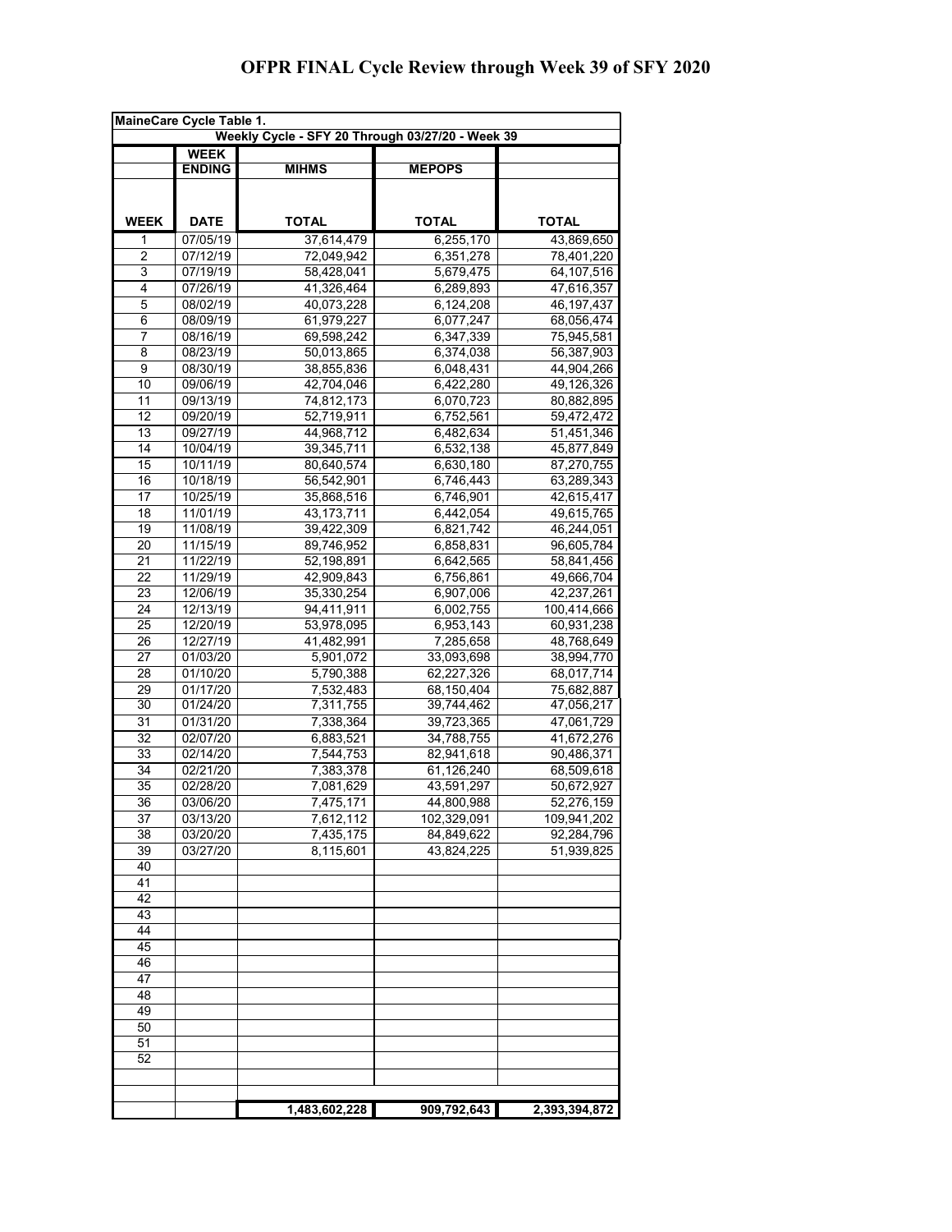# OFPR FINAL Cycle Review through Week 39 of SFY 2020

| MaineCare Cycle Table 1. | | | | |
|---|---|---|---|---|
| Weekly Cycle - SFY 20 Through 03/27/20 - Week 39 | | | | |
| | WEEK ENDING | MIHMS | MEPOPS | |
| WEEK | DATE | TOTAL | TOTAL | TOTAL |
| 1 | 07/05/19 | 37,614,479 | 6,255,170 | 43,869,650 |
| 2 | 07/12/19 | 72,049,942 | 6,351,278 | 78,401,220 |
| 3 | 07/19/19 | 58,428,041 | 5,679,475 | 64,107,516 |
| 4 | 07/26/19 | 41,326,464 | 6,289,893 | 47,616,357 |
| 5 | 08/02/19 | 40,073,228 | 6,124,208 | 46,197,437 |
| 6 | 08/09/19 | 61,979,227 | 6,077,247 | 68,056,474 |
| 7 | 08/16/19 | 69,598,242 | 6,347,339 | 75,945,581 |
| 8 | 08/23/19 | 50,013,865 | 6,374,038 | 56,387,903 |
| 9 | 08/30/19 | 38,855,836 | 6,048,431 | 44,904,266 |
| 10 | 09/06/19 | 42,704,046 | 6,422,280 | 49,126,326 |
| 11 | 09/13/19 | 74,812,173 | 6,070,723 | 80,882,895 |
| 12 | 09/20/19 | 52,719,911 | 6,752,561 | 59,472,472 |
| 13 | 09/27/19 | 44,968,712 | 6,482,634 | 51,451,346 |
| 14 | 10/04/19 | 39,345,711 | 6,532,138 | 45,877,849 |
| 15 | 10/11/19 | 80,640,574 | 6,630,180 | 87,270,755 |
| 16 | 10/18/19 | 56,542,901 | 6,746,443 | 63,289,343 |
| 17 | 10/25/19 | 35,868,516 | 6,746,901 | 42,615,417 |
| 18 | 11/01/19 | 43,173,711 | 6,442,054 | 49,615,765 |
| 19 | 11/08/19 | 39,422,309 | 6,821,742 | 46,244,051 |
| 20 | 11/15/19 | 89,746,952 | 6,858,831 | 96,605,784 |
| 21 | 11/22/19 | 52,198,891 | 6,642,565 | 58,841,456 |
| 22 | 11/29/19 | 42,909,843 | 6,756,861 | 49,666,704 |
| 23 | 12/06/19 | 35,330,254 | 6,907,006 | 42,237,261 |
| 24 | 12/13/19 | 94,411,911 | 6,002,755 | 100,414,666 |
| 25 | 12/20/19 | 53,978,095 | 6,953,143 | 60,931,238 |
| 26 | 12/27/19 | 41,482,991 | 7,285,658 | 48,768,649 |
| 27 | 01/03/20 | 5,901,072 | 33,093,698 | 38,994,770 |
| 28 | 01/10/20 | 5,790,388 | 62,227,326 | 68,017,714 |
| 29 | 01/17/20 | 7,532,483 | 68,150,404 | 75,682,887 |
| 30 | 01/24/20 | 7,311,755 | 39,744,462 | 47,056,217 |
| 31 | 01/31/20 | 7,338,364 | 39,723,365 | 47,061,729 |
| 32 | 02/07/20 | 6,883,521 | 34,788,755 | 41,672,276 |
| 33 | 02/14/20 | 7,544,753 | 82,941,618 | 90,486,371 |
| 34 | 02/21/20 | 7,383,378 | 61,126,240 | 68,509,618 |
| 35 | 02/28/20 | 7,081,629 | 43,591,297 | 50,672,927 |
| 36 | 03/06/20 | 7,475,171 | 44,800,988 | 52,276,159 |
| 37 | 03/13/20 | 7,612,112 | 102,329,091 | 109,941,202 |
| 38 | 03/20/20 | 7,435,175 | 84,849,622 | 92,284,796 |
| 39 | 03/27/20 | 8,115,601 | 43,824,225 | 51,939,825 |
| 40 | | | | |
| 41 | | | | |
| 42 | | | | |
| 43 | | | | |
| 44 | | | | |
| 45 | | | | |
| 46 | | | | |
| 47 | | | | |
| 48 | | | | |
| 49 | | | | |
| 50 | | | | |
| 51 | | | | |
| 52 | | | | |
| | | | | |
| | | | | |
| | | 1,483,602,228 | 909,792,643 | 2,393,394,872 |